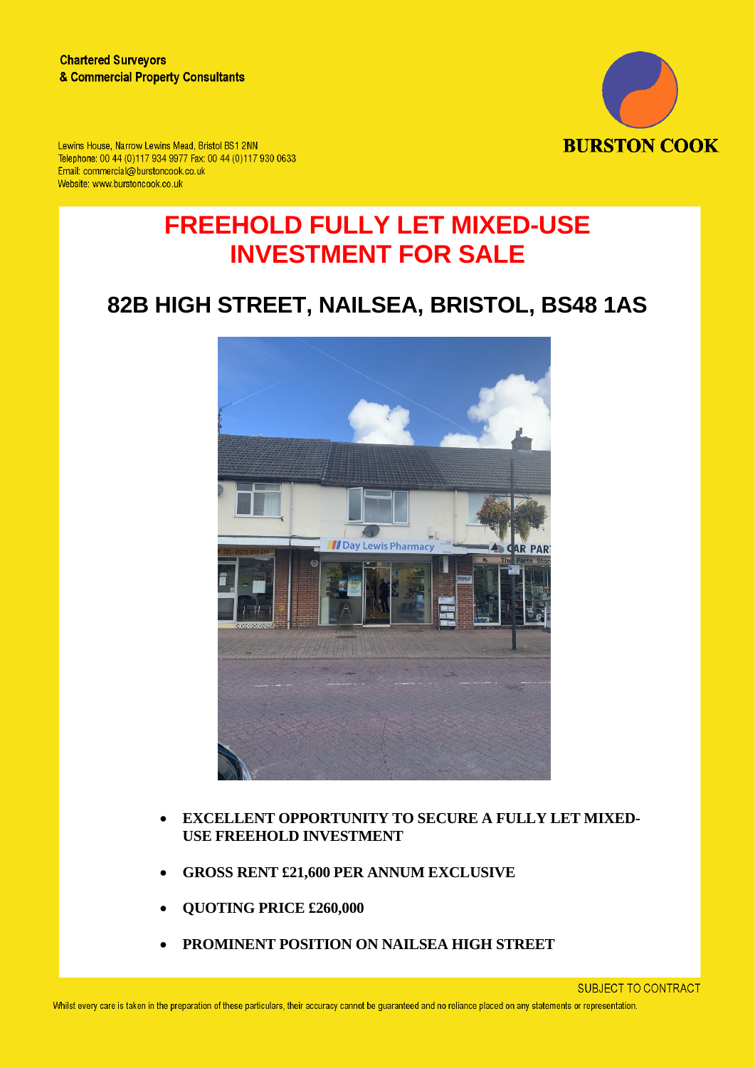Chartered Surveyors
& Commercial Property Consultants

Lewins House, Narrow Lewins Mead, Bristol BS1 2NN
Telephone: 00 44 (0)117 934 9977 Fax: 00 44 (0)117 930 0633
Email: commercial@burstoncook.co.uk
Website: www.burstoncook.co.uk

BURSTON COOK

# FREEHOLD FULLY LET MIXED-USE INVESTMENT FOR SALE

## 82B HIGH STREET, NAILSEA, BRISTOL, BS48 1AS

- **EXCELLENT OPPORTUNITY TO SECURE A FULLY LET MIXED-USE FREEHOLD INVESTMENT**
- **GROSS RENT £21,600 PER ANNUM EXCLUSIVE**
- **QUOTING PRICE £260,000**
- **PROMINENT POSITION ON NAILSEA HIGH STREET**

SUBJECT TO CONTRACT

Whilst every care is taken in the preparation of these particulars, their accuracy cannot be guaranteed and no reliance placed on any statements or representation.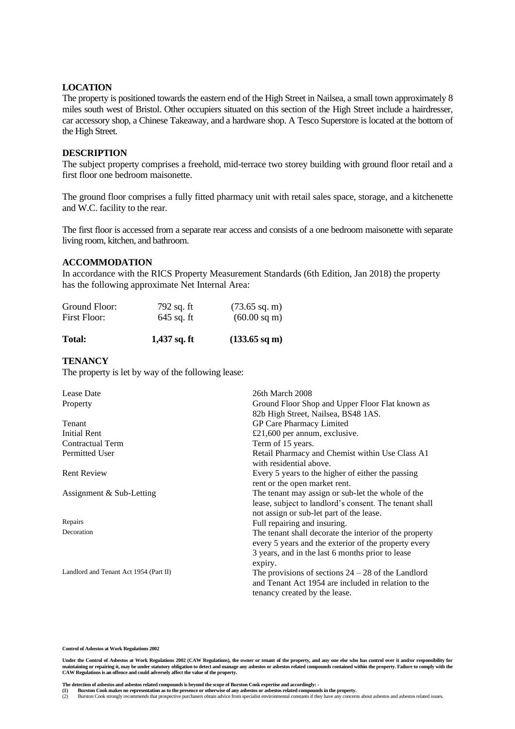## LOCATION

The property is positioned towards the eastern end of the High Street in Nailsea, a small town approximately 8 miles south west of Bristol. Other occupiers situated on this section of the High Street include a hairdresser, car accessory shop, a Chinese Takeaway, and a hardware shop. A Tesco Superstore is located at the bottom of the High Street.

## DESCRIPTION

The subject property comprises a freehold, mid-terrace two storey building with ground floor retail and a first floor one bedroom maisonette.

The ground floor comprises a fully fitted pharmacy unit with retail sales space, storage, and a kitchenette and W.C. facility to the rear.

The first floor is accessed from a separate rear access and consists of a one bedroom maisonette with separate living room, kitchen, and bathroom.

## ACCOMMODATION

In accordance with the RICS Property Measurement Standards (6th Edition, Jan 2018) the property has the following approximate Net Internal Area:

| | | |
|---|---|---|
| Ground Floor: | 792 sq. ft | (73.65 sq. m) |
| First Floor: | 645 sq. ft | (60.00 sq m) |
| **Total:** | **1,437 sq. ft** | **(133.65 sq m)** |

## TENANCY

The property is let by way of the following lease:

| | |
|---|---|
| Lease Date | 26th March 2008 |
| Property | Ground Floor Shop and Upper Floor Flat known as 82b High Street, Nailsea, BS48 1AS. |
| Tenant | GP Care Pharmacy Limited |
| Initial Rent | £21,600 per annum, exclusive. |
| Contractual Term | Term of 15 years. |
| Permitted User | Retail Pharmacy and Chemist within Use Class A1 with residential above. |
| Rent Review | Every 5 years to the higher of either the passing rent or the open market rent. |
| Assignment & Sub-Letting | The tenant may assign or sub-let the whole of the lease, subject to landlord's consent. The tenant shall not assign or sub-let part of the lease. |
| Repairs | Full repairing and insuring. |
| Decoration | The tenant shall decorate the interior of the property every 5 years and the exterior of the property every 3 years, and in the last 6 months prior to lease expiry. |
| Landlord and Tenant Act 1954 (Part II) | The provisions of sections 24 – 28 of the Landlord and Tenant Act 1954 are included in relation to the tenancy created by the lease. |

**Control of Asbestos at Work Regulations 2002**

**Under the Control of Asbestos at Work Regulations 2002 (CAW Regulations), the owner or tenant of the property, and any one else who has control over it and/or responsibility for maintaining or repairing it, may be under statutory obligation to detect and manage any asbestos or asbestos related compounds contained within the property. Failure to comply with the CAW Regulations is an offence and could adversely affect the value of the property.**

**The detection of asbestos and asbestos related compounds is beyond the scope of Burston Cook expertise and accordingly: -**

**(1) Burston Cook makes no representation as to the presence or otherwise of any asbestos or asbestos related compounds in the property.**

(2) Burston Cook strongly recommends that prospective purchasers obtain advice from specialist environmental constants if they have any concerns about asbestos and asbestos related issues.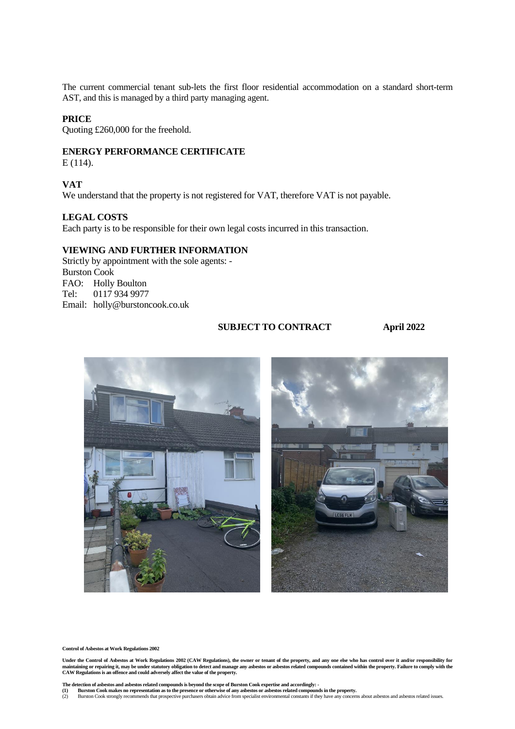The current commercial tenant sub-lets the first floor residential accommodation on a standard short-term AST, and this is managed by a third party managing agent.

**PRICE**
Quoting £260,000 for the freehold.

**ENERGY PERFORMANCE CERTIFICATE**
E (114).

**VAT**
We understand that the property is not registered for VAT, therefore VAT is not payable.

**LEGAL COSTS**
Each party is to be responsible for their own legal costs incurred in this transaction.

**VIEWING AND FURTHER INFORMATION**
Strictly by appointment with the sole agents: -
Burston Cook
FAO: Holly Boulton
Tel: 0117 934 9977
Email: holly@burstoncook.co.uk

**SUBJECT TO CONTRACT** **April 2022**

**Control of Asbestos at Work Regulations 2002**

**Under the Control of Asbestos at Work Regulations 2002 (CAW Regulations), the owner or tenant of the property, and any one else who has control over it and/or responsibility for maintaining or repairing it, may be under statutory obligation to detect and manage any asbestos or asbestos related compounds contained within the property. Failure to comply with the CAW Regulations is an offence and could adversely affect the value of the property.**

**The detection of asbestos and asbestos related compounds is beyond the scope of Burston Cook expertise and accordingly: -**

**(1) Burston Cook makes no representation as to the presence or otherwise of any asbestos or asbestos related compounds in the property.**

(2) Burston Cook strongly recommends that prospective purchasers obtain advice from specialist environmental constants if they have any concerns about asbestos and asbestos related issues.